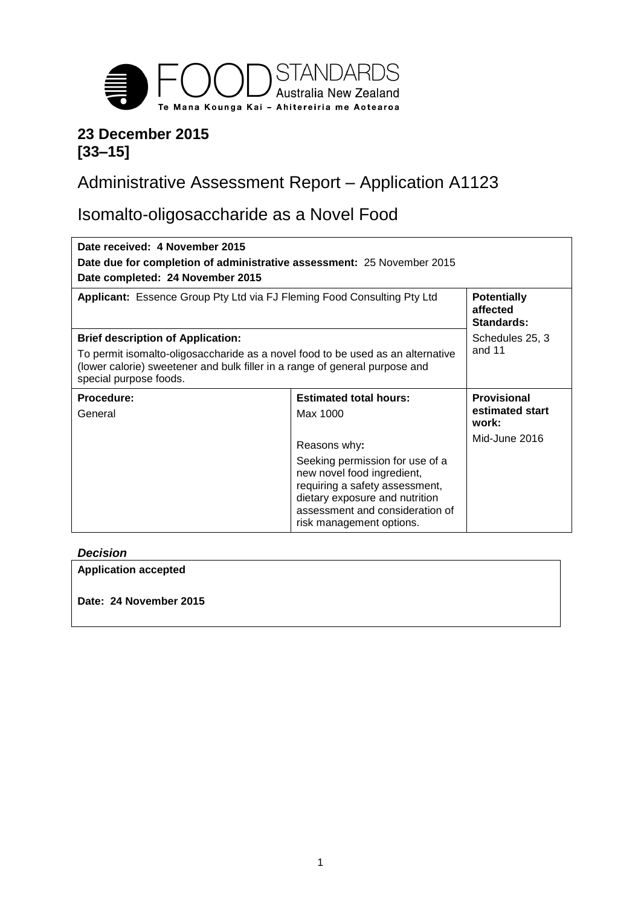**23 December 2015**
**[33–15]**

# Administrative Assessment Report – Application A1123

# Isomalto-oligosaccharide as a Novel Food

| **Date received: 4 November 2015**<br>**Date due for completion of administrative assessment:** 25 November 2015<br>**Date completed: 24 November 2015** | | |
|---|---|---|
| **Applicant:** Essence Group Pty Ltd via FJ Fleming Food Consulting Pty Ltd | | **Potentially affected Standards:** |
| **Brief description of Application:**<br>To permit isomalto-oligosaccharide as a novel food to be used as an alternative (lower calorie) sweetener and bulk filler in a range of general purpose and special purpose foods. | | Schedules 25, 3 and 11 |
| **Procedure:**<br>General | **Estimated total hours:**<br>Max 1000<br><br>Reasons why**:**<br>Seeking permission for use of a new novel food ingredient, requiring a safety assessment, dietary exposure and nutrition assessment and consideration of risk management options. | **Provisional estimated start work:**<br>Mid-June 2016 |

***Decision***

| **Application accepted**<br><br>**Date: 24 November 2015** |
|---|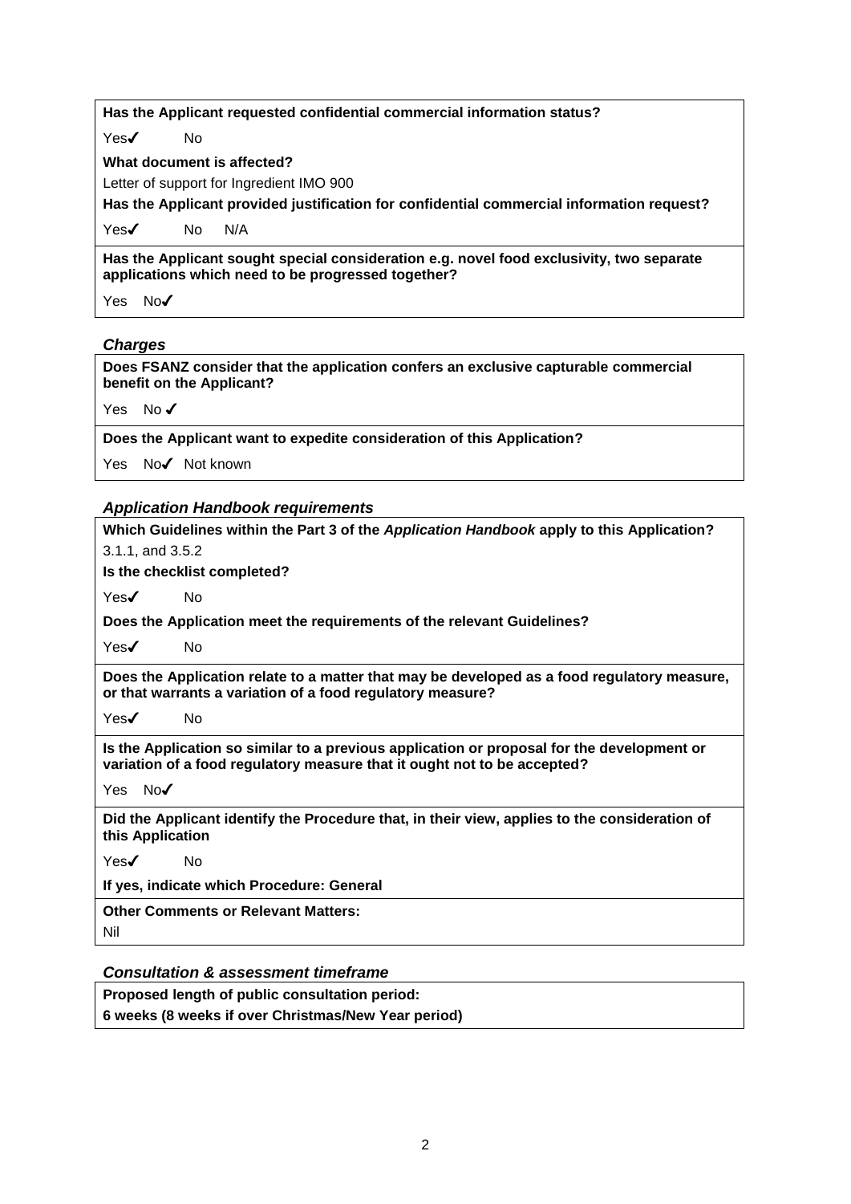**Has the Applicant requested confidential commercial information status?**

Yes✔ No

**What document is affected?**

Letter of support for Ingredient IMO 900

**Has the Applicant provided justification for confidential commercial information request?**

Yes✔ No N/A

**Has the Applicant sought special consideration e.g. novel food exclusivity, two separate applications which need to be progressed together?**

Yes No✔

### *Charges*

**Does FSANZ consider that the application confers an exclusive capturable commercial benefit on the Applicant?**

Yes No ✔

**Does the Applicant want to expedite consideration of this Application?**

Yes No✔ Not known

### *Application Handbook requirements*

**Which Guidelines within the Part 3 of the *Application Handbook* apply to this Application?**

3.1.1, and 3.5.2

**Is the checklist completed?**

Yes✔ No

**Does the Application meet the requirements of the relevant Guidelines?**

Yes✔ No

**Does the Application relate to a matter that may be developed as a food regulatory measure, or that warrants a variation of a food regulatory measure?**

Yes✔ No

**Is the Application so similar to a previous application or proposal for the development or variation of a food regulatory measure that it ought not to be accepted?**

Yes No✔

**Did the Applicant identify the Procedure that, in their view, applies to the consideration of this Application**

Yes✔ No

**If yes, indicate which Procedure: General**

**Other Comments or Relevant Matters:**

Nil

### *Consultation & assessment timeframe*

**Proposed length of public consultation period:**

**6 weeks (8 weeks if over Christmas/New Year period)**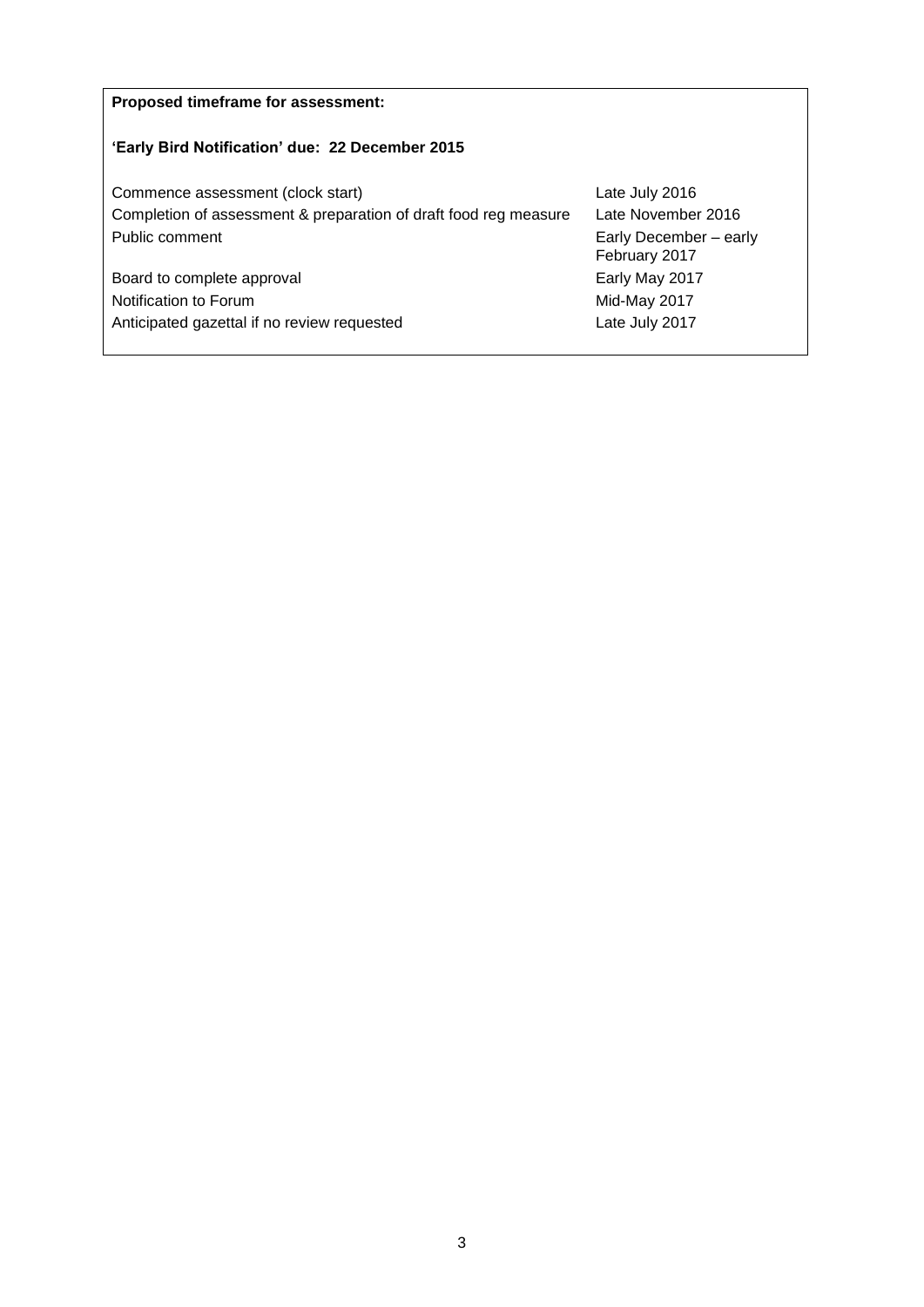**Proposed timeframe for assessment:**

**'Early Bird Notification' due: 22 December 2015**

| | |
|---|---|
| Commence assessment (clock start) | Late July 2016 |
| Completion of assessment & preparation of draft food reg measure | Late November 2016 |
| Public comment | Early December – early February 2017 |
| Board to complete approval | Early May 2017 |
| Notification to Forum | Mid-May 2017 |
| Anticipated gazettal if no review requested | Late July 2017 |